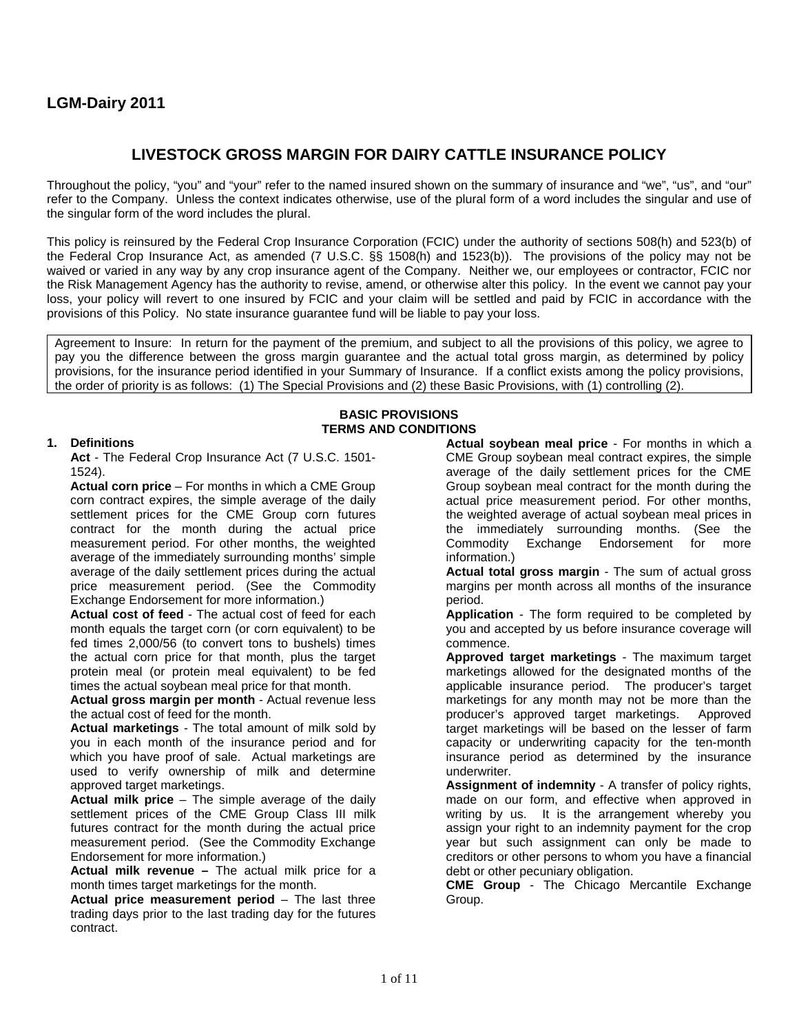## LGM-Dairy 2011

# LIVESTOCK GROSS MARGIN FOR DAIRY CATTLE INSURANCE POLICY

Throughout the policy, "you" and "your" refer to the named insured shown on the summary of insurance and "we", "us", and "our" refer to the Company. Unless the context indicates otherwise, use of the plural form of a word includes the singular and use of the singular form of the word includes the plural.

This policy is reinsured by the Federal Crop Insurance Corporation (FCIC) under the authority of sections 508(h) and 523(b) of the Federal Crop Insurance Act, as amended (7 U.S.C. §§ 1508(h) and 1523(b)). The provisions of the policy may not be waived or varied in any way by any crop insurance agent of the Company. Neither we, our employees or contractor, FCIC nor the Risk Management Agency has the authority to revise, amend, or otherwise alter this policy. In the event we cannot pay your loss, your policy will revert to one insured by FCIC and your claim will be settled and paid by FCIC in accordance with the provisions of this Policy. No state insurance guarantee fund will be liable to pay your loss.

Agreement to Insure: In return for the payment of the premium, and subject to all the provisions of this policy, we agree to pay you the difference between the gross margin guarantee and the actual total gross margin, as determined by policy provisions, for the insurance period identified in your Summary of Insurance. If a conflict exists among the policy provisions, the order of priority is as follows: (1) The Special Provisions and (2) these Basic Provisions, with (1) controlling (2).

## BASIC PROVISIONS
## TERMS AND CONDITIONS

**1. Definitions**

**Act** - The Federal Crop Insurance Act (7 U.S.C. 1501-1524).

**Actual corn price** – For months in which a CME Group corn contract expires, the simple average of the daily settlement prices for the CME Group corn futures contract for the month during the actual price measurement period. For other months, the weighted average of the immediately surrounding months' simple average of the daily settlement prices during the actual price measurement period. (See the Commodity Exchange Endorsement for more information.)

**Actual cost of feed** - The actual cost of feed for each month equals the target corn (or corn equivalent) to be fed times 2,000/56 (to convert tons to bushels) times the actual corn price for that month, plus the target protein meal (or protein meal equivalent) to be fed times the actual soybean meal price for that month.

**Actual gross margin per month** - Actual revenue less the actual cost of feed for the month.

**Actual marketings** - The total amount of milk sold by you in each month of the insurance period and for which you have proof of sale. Actual marketings are used to verify ownership of milk and determine approved target marketings.

**Actual milk price** – The simple average of the daily settlement prices of the CME Group Class III milk futures contract for the month during the actual price measurement period. (See the Commodity Exchange Endorsement for more information.)

**Actual milk revenue –** The actual milk price for a month times target marketings for the month.

**Actual price measurement period** – The last three trading days prior to the last trading day for the futures contract.

**Actual soybean meal price** - For months in which a CME Group soybean meal contract expires, the simple average of the daily settlement prices for the CME Group soybean meal contract for the month during the actual price measurement period. For other months, the weighted average of actual soybean meal prices in the immediately surrounding months. (See the Commodity Exchange Endorsement for more information.)

**Actual total gross margin** - The sum of actual gross margins per month across all months of the insurance period.

**Application** - The form required to be completed by you and accepted by us before insurance coverage will commence.

**Approved target marketings** - The maximum target marketings allowed for the designated months of the applicable insurance period. The producer's target marketings for any month may not be more than the producer's approved target marketings. Approved target marketings will be based on the lesser of farm capacity or underwriting capacity for the ten-month insurance period as determined by the insurance underwriter.

**Assignment of indemnity** - A transfer of policy rights, made on our form, and effective when approved in writing by us. It is the arrangement whereby you assign your right to an indemnity payment for the crop year but such assignment can only be made to creditors or other persons to whom you have a financial debt or other pecuniary obligation.

**CME Group** - The Chicago Mercantile Exchange Group.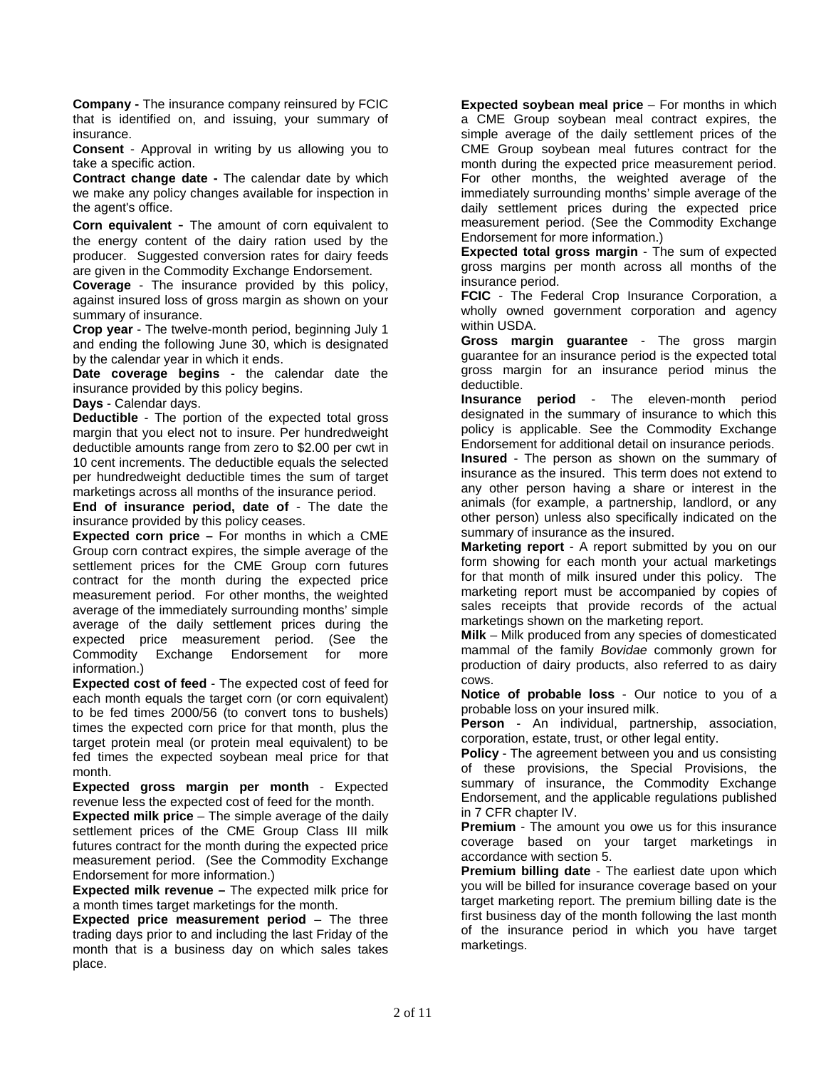**Company -** The insurance company reinsured by FCIC that is identified on, and issuing, your summary of insurance.

**Consent** - Approval in writing by us allowing you to take a specific action.

**Contract change date -** The calendar date by which we make any policy changes available for inspection in the agent's office.

**Corn equivalent** - The amount of corn equivalent to the energy content of the dairy ration used by the producer. Suggested conversion rates for dairy feeds are given in the Commodity Exchange Endorsement.

**Coverage** - The insurance provided by this policy, against insured loss of gross margin as shown on your summary of insurance.

**Crop year** - The twelve-month period, beginning July 1 and ending the following June 30, which is designated by the calendar year in which it ends.

**Date coverage begins** - the calendar date the insurance provided by this policy begins.

**Days** - Calendar days.

**Deductible** - The portion of the expected total gross margin that you elect not to insure. Per hundredweight deductible amounts range from zero to $2.00 per cwt in 10 cent increments. The deductible equals the selected per hundredweight deductible times the sum of target marketings across all months of the insurance period.

**End of insurance period, date of** - The date the insurance provided by this policy ceases.

**Expected corn price –** For months in which a CME Group corn contract expires, the simple average of the settlement prices for the CME Group corn futures contract for the month during the expected price measurement period. For other months, the weighted average of the immediately surrounding months' simple average of the daily settlement prices during the expected price measurement period. (See the Commodity Exchange Endorsement for more information.)

**Expected cost of feed** - The expected cost of feed for each month equals the target corn (or corn equivalent) to be fed times 2000/56 (to convert tons to bushels) times the expected corn price for that month, plus the target protein meal (or protein meal equivalent) to be fed times the expected soybean meal price for that month.

**Expected gross margin per month** - Expected revenue less the expected cost of feed for the month.

**Expected milk price** – The simple average of the daily settlement prices of the CME Group Class III milk futures contract for the month during the expected price measurement period. (See the Commodity Exchange Endorsement for more information.)

**Expected milk revenue –** The expected milk price for a month times target marketings for the month.

**Expected price measurement period** – The three trading days prior to and including the last Friday of the month that is a business day on which sales takes place.

**Expected soybean meal price** – For months in which a CME Group soybean meal contract expires, the simple average of the daily settlement prices of the CME Group soybean meal futures contract for the month during the expected price measurement period. For other months, the weighted average of the immediately surrounding months' simple average of the daily settlement prices during the expected price measurement period. (See the Commodity Exchange Endorsement for more information.)

**Expected total gross margin** - The sum of expected gross margins per month across all months of the insurance period.

**FCIC** - The Federal Crop Insurance Corporation, a wholly owned government corporation and agency within USDA.

**Gross margin guarantee** - The gross margin guarantee for an insurance period is the expected total gross margin for an insurance period minus the deductible.

**Insurance period** - The eleven-month period designated in the summary of insurance to which this policy is applicable. See the Commodity Exchange Endorsement for additional detail on insurance periods.

**Insured** - The person as shown on the summary of insurance as the insured. This term does not extend to any other person having a share or interest in the animals (for example, a partnership, landlord, or any other person) unless also specifically indicated on the summary of insurance as the insured.

**Marketing report** - A report submitted by you on our form showing for each month your actual marketings for that month of milk insured under this policy. The marketing report must be accompanied by copies of sales receipts that provide records of the actual marketings shown on the marketing report.

**Milk** – Milk produced from any species of domesticated mammal of the family *Bovidae* commonly grown for production of dairy products, also referred to as dairy cows.

**Notice of probable loss** - Our notice to you of a probable loss on your insured milk.

**Person** - An individual, partnership, association, corporation, estate, trust, or other legal entity.

**Policy** - The agreement between you and us consisting of these provisions, the Special Provisions, the summary of insurance, the Commodity Exchange Endorsement, and the applicable regulations published in 7 CFR chapter IV.

**Premium** - The amount you owe us for this insurance coverage based on your target marketings in accordance with section 5.

**Premium billing date** - The earliest date upon which you will be billed for insurance coverage based on your target marketing report. The premium billing date is the first business day of the month following the last month of the insurance period in which you have target marketings.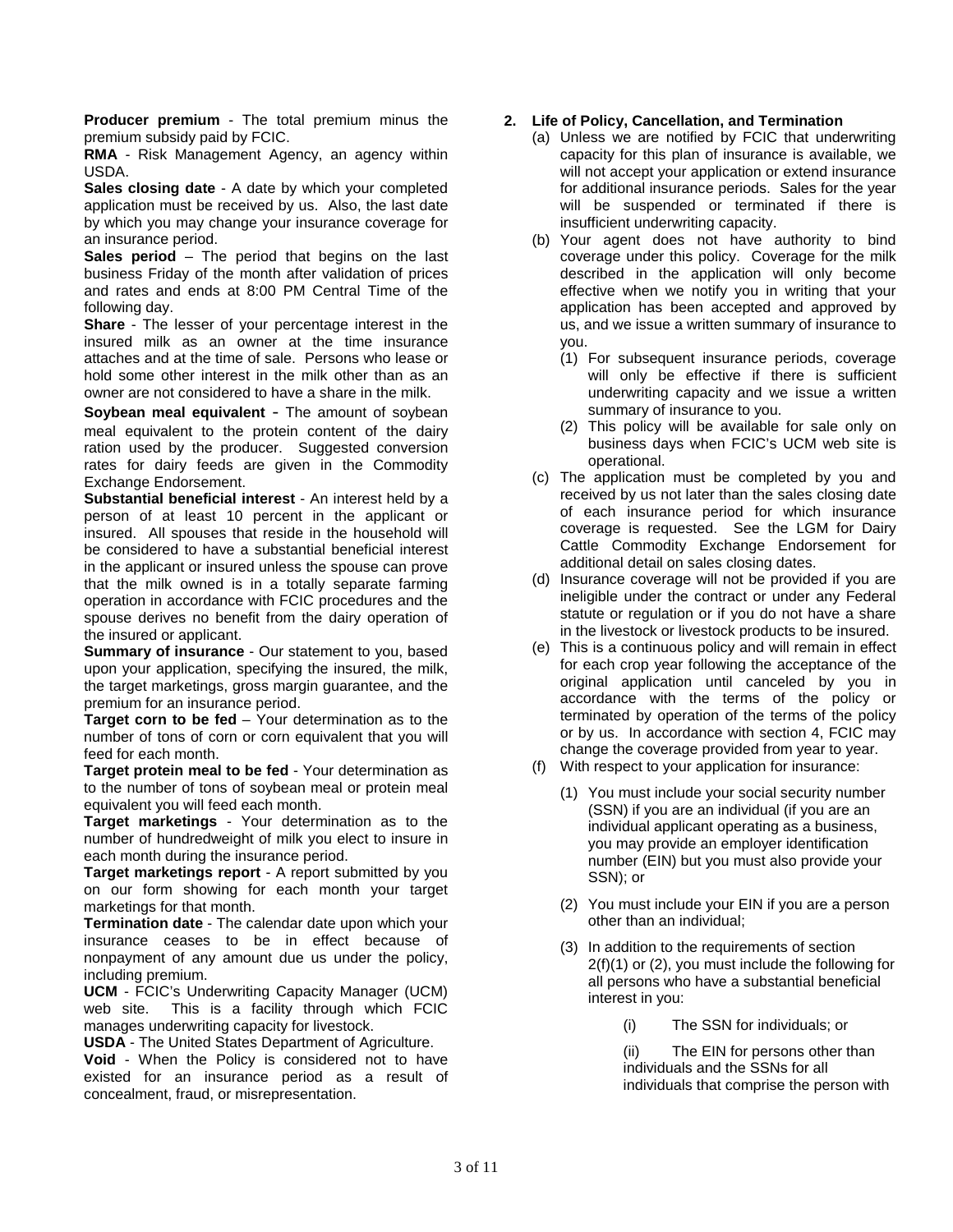**Producer premium** - The total premium minus the premium subsidy paid by FCIC.

**RMA** - Risk Management Agency, an agency within USDA.

**Sales closing date** - A date by which your completed application must be received by us. Also, the last date by which you may change your insurance coverage for an insurance period.

**Sales period** – The period that begins on the last business Friday of the month after validation of prices and rates and ends at 8:00 PM Central Time of the following day.

**Share** - The lesser of your percentage interest in the insured milk as an owner at the time insurance attaches and at the time of sale. Persons who lease or hold some other interest in the milk other than as an owner are not considered to have a share in the milk.

**Soybean meal equivalent** - The amount of soybean meal equivalent to the protein content of the dairy ration used by the producer. Suggested conversion rates for dairy feeds are given in the Commodity Exchange Endorsement.

**Substantial beneficial interest** - An interest held by a person of at least 10 percent in the applicant or insured. All spouses that reside in the household will be considered to have a substantial beneficial interest in the applicant or insured unless the spouse can prove that the milk owned is in a totally separate farming operation in accordance with FCIC procedures and the spouse derives no benefit from the dairy operation of the insured or applicant.

**Summary of insurance** - Our statement to you, based upon your application, specifying the insured, the milk, the target marketings, gross margin guarantee, and the premium for an insurance period.

**Target corn to be fed** – Your determination as to the number of tons of corn or corn equivalent that you will feed for each month.

**Target protein meal to be fed** - Your determination as to the number of tons of soybean meal or protein meal equivalent you will feed each month.

**Target marketings** - Your determination as to the number of hundredweight of milk you elect to insure in each month during the insurance period.

**Target marketings report** - A report submitted by you on our form showing for each month your target marketings for that month.

**Termination date** - The calendar date upon which your insurance ceases to be in effect because of nonpayment of any amount due us under the policy, including premium.

**UCM** - FCIC's Underwriting Capacity Manager (UCM) web site. This is a facility through which FCIC manages underwriting capacity for livestock.

**USDA** - The United States Department of Agriculture.

**Void** - When the Policy is considered not to have existed for an insurance period as a result of concealment, fraud, or misrepresentation.

**2. Life of Policy, Cancellation, and Termination**

(a) Unless we are notified by FCIC that underwriting capacity for this plan of insurance is available, we will not accept your application or extend insurance for additional insurance periods. Sales for the year will be suspended or terminated if there is insufficient underwriting capacity.

(b) Your agent does not have authority to bind coverage under this policy. Coverage for the milk described in the application will only become effective when we notify you in writing that your application has been accepted and approved by us, and we issue a written summary of insurance to you.

  (1) For subsequent insurance periods, coverage will only be effective if there is sufficient underwriting capacity and we issue a written summary of insurance to you.

  (2) This policy will be available for sale only on business days when FCIC's UCM web site is operational.

(c) The application must be completed by you and received by us not later than the sales closing date of each insurance period for which insurance coverage is requested. See the LGM for Dairy Cattle Commodity Exchange Endorsement for additional detail on sales closing dates.

(d) Insurance coverage will not be provided if you are ineligible under the contract or under any Federal statute or regulation or if you do not have a share in the livestock or livestock products to be insured.

(e) This is a continuous policy and will remain in effect for each crop year following the acceptance of the original application until canceled by you in accordance with the terms of the policy or terminated by operation of the terms of the policy or by us. In accordance with section 4, FCIC may change the coverage provided from year to year.

(f) With respect to your application for insurance:

  (1) You must include your social security number (SSN) if you are an individual (if you are an individual applicant operating as a business, you may provide an employer identification number (EIN) but you must also provide your SSN); or

  (2) You must include your EIN if you are a person other than an individual;

  (3) In addition to the requirements of section 2(f)(1) or (2), you must include the following for all persons who have a substantial beneficial interest in you:

    (i) The SSN for individuals; or

    (ii) The EIN for persons other than individuals and the SSNs for all individuals that comprise the person with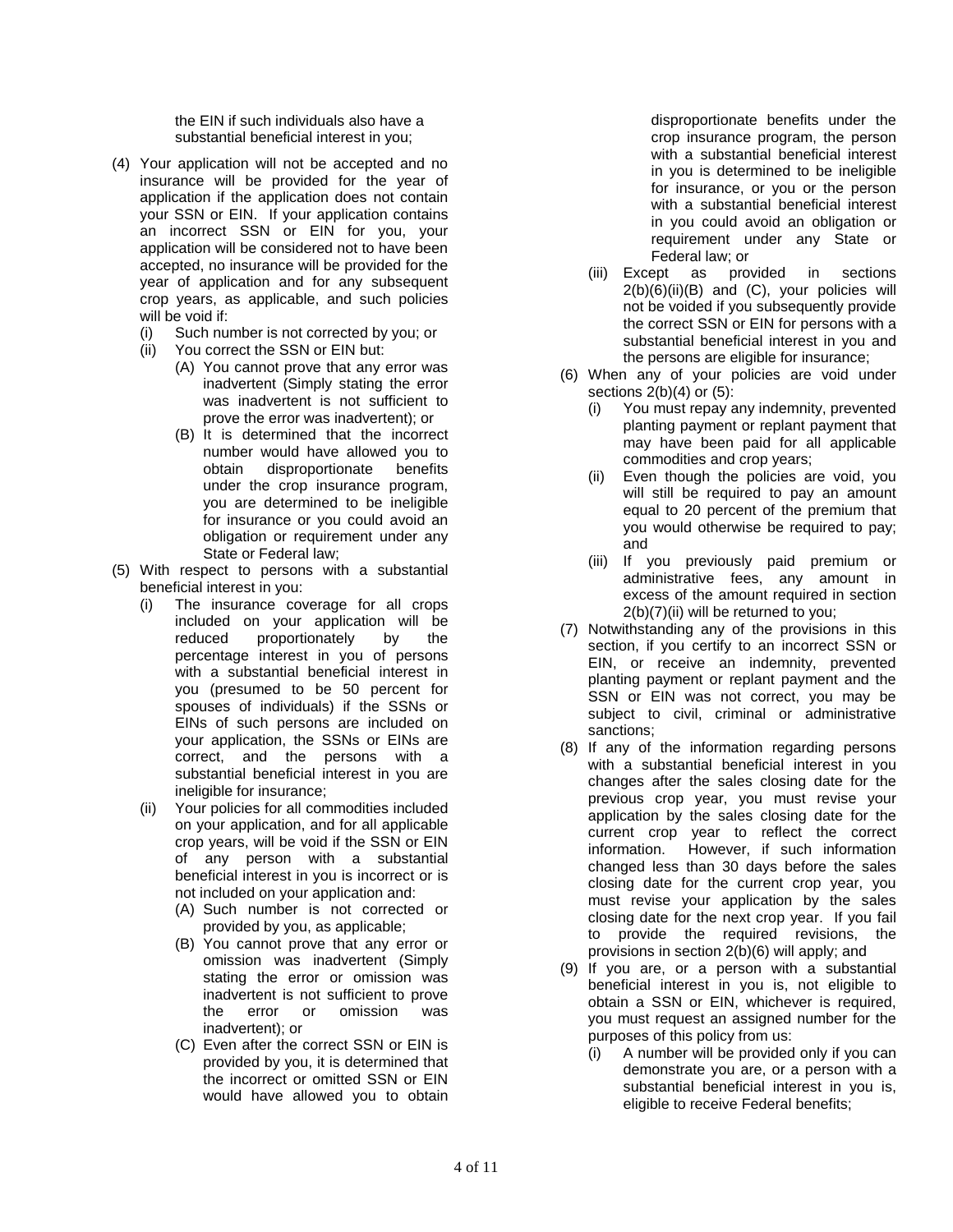the EIN if such individuals also have a substantial beneficial interest in you;

(4) Your application will not be accepted and no insurance will be provided for the year of application if the application does not contain your SSN or EIN. If your application contains an incorrect SSN or EIN for you, your application will be considered not to have been accepted, no insurance will be provided for the year of application and for any subsequent crop years, as applicable, and such policies will be void if:
   - (i) Such number is not corrected by you; or
   - (ii) You correct the SSN or EIN but:
      - (A) You cannot prove that any error was inadvertent (Simply stating the error was inadvertent is not sufficient to prove the error was inadvertent); or
      - (B) It is determined that the incorrect number would have allowed you to obtain disproportionate benefits under the crop insurance program, you are determined to be ineligible for insurance or you could avoid an obligation or requirement under any State or Federal law;

(5) With respect to persons with a substantial beneficial interest in you:
   - (i) The insurance coverage for all crops included on your application will be reduced proportionately by the percentage interest in you of persons with a substantial beneficial interest in you (presumed to be 50 percent for spouses of individuals) if the SSNs or EINs of such persons are included on your application, the SSNs or EINs are correct, and the persons with a substantial beneficial interest in you are ineligible for insurance;
   - (ii) Your policies for all commodities included on your application, and for all applicable crop years, will be void if the SSN or EIN of any person with a substantial beneficial interest in you is incorrect or is not included on your application and:
      - (A) Such number is not corrected or provided by you, as applicable;
      - (B) You cannot prove that any error or omission was inadvertent (Simply stating the error or omission was inadvertent is not sufficient to prove the error or omission was inadvertent); or
      - (C) Even after the correct SSN or EIN is provided by you, it is determined that the incorrect or omitted SSN or EIN would have allowed you to obtain disproportionate benefits under the crop insurance program, the person with a substantial beneficial interest in you is determined to be ineligible for insurance, or you or the person with a substantial beneficial interest in you could avoid an obligation or requirement under any State or Federal law; or
   - (iii) Except as provided in sections 2(b)(6)(ii)(B) and (C), your policies will not be voided if you subsequently provide the correct SSN or EIN for persons with a substantial beneficial interest in you and the persons are eligible for insurance;

(6) When any of your policies are void under sections 2(b)(4) or (5):
   - (i) You must repay any indemnity, prevented planting payment or replant payment that may have been paid for all applicable commodities and crop years;
   - (ii) Even though the policies are void, you will still be required to pay an amount equal to 20 percent of the premium that you would otherwise be required to pay; and
   - (iii) If you previously paid premium or administrative fees, any amount in excess of the amount required in section 2(b)(7)(ii) will be returned to you;

(7) Notwithstanding any of the provisions in this section, if you certify to an incorrect SSN or EIN, or receive an indemnity, prevented planting payment or replant payment and the SSN or EIN was not correct, you may be subject to civil, criminal or administrative sanctions;

(8) If any of the information regarding persons with a substantial beneficial interest in you changes after the sales closing date for the previous crop year, you must revise your application by the sales closing date for the current crop year to reflect the correct information. However, if such information changed less than 30 days before the sales closing date for the current crop year, you must revise your application by the sales closing date for the next crop year. If you fail to provide the required revisions, the provisions in section 2(b)(6) will apply; and

(9) If you are, or a person with a substantial beneficial interest in you is, not eligible to obtain a SSN or EIN, whichever is required, you must request an assigned number for the purposes of this policy from us:
   - (i) A number will be provided only if you can demonstrate you are, or a person with a substantial beneficial interest in you is, eligible to receive Federal benefits;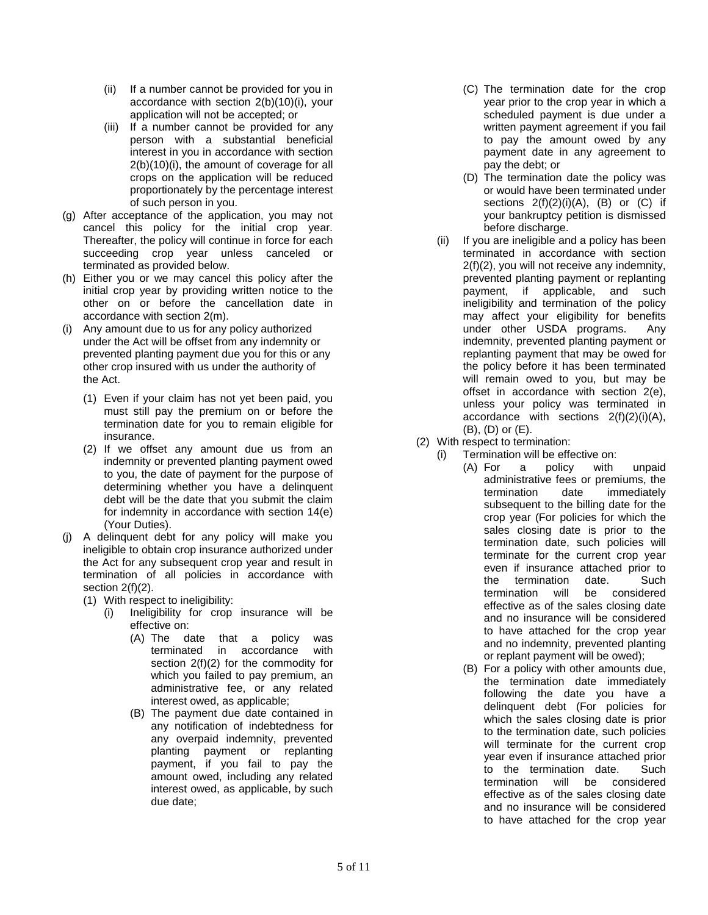- (ii) If a number cannot be provided for you in accordance with section 2(b)(10)(i), your application will not be accepted; or
- (iii) If a number cannot be provided for any person with a substantial beneficial interest in you in accordance with section 2(b)(10)(i), the amount of coverage for all crops on the application will be reduced proportionately by the percentage interest of such person in you.

(g) After acceptance of the application, you may not cancel this policy for the initial crop year. Thereafter, the policy will continue in force for each succeeding crop year unless canceled or terminated as provided below.

(h) Either you or we may cancel this policy after the initial crop year by providing written notice to the other on or before the cancellation date in accordance with section 2(m).

(i) Any amount due to us for any policy authorized under the Act will be offset from any indemnity or prevented planting payment due you for this or any other crop insured with us under the authority of the Act.

- (1) Even if your claim has not yet been paid, you must still pay the premium on or before the termination date for you to remain eligible for insurance.
- (2) If we offset any amount due us from an indemnity or prevented planting payment owed to you, the date of payment for the purpose of determining whether you have a delinquent debt will be the date that you submit the claim for indemnity in accordance with section 14(e) (Your Duties).

(j) A delinquent debt for any policy will make you ineligible to obtain crop insurance authorized under the Act for any subsequent crop year and result in termination of all policies in accordance with section 2(f)(2).

- (1) With respect to ineligibility:
  - (i) Ineligibility for crop insurance will be effective on:
    - (A) The date that a policy was terminated in accordance with section 2(f)(2) for the commodity for which you failed to pay premium, an administrative fee, or any related interest owed, as applicable;
    - (B) The payment due date contained in any notification of indebtedness for any overpaid indemnity, prevented planting payment or replanting payment, if you fail to pay the amount owed, including any related interest owed, as applicable, by such due date;
    - (C) The termination date for the crop year prior to the crop year in which a scheduled payment is due under a written payment agreement if you fail to pay the amount owed by any payment date in any agreement to pay the debt; or
    - (D) The termination date the policy was or would have been terminated under sections 2(f)(2)(i)(A), (B) or (C) if your bankruptcy petition is dismissed before discharge.
  - (ii) If you are ineligible and a policy has been terminated in accordance with section 2(f)(2), you will not receive any indemnity, prevented planting payment or replanting payment, if applicable, and such ineligibility and termination of the policy may affect your eligibility for benefits under other USDA programs. Any indemnity, prevented planting payment or replanting payment that may be owed for the policy before it has been terminated will remain owed to you, but may be offset in accordance with section 2(e), unless your policy was terminated in accordance with sections 2(f)(2)(i)(A), (B), (D) or (E).
- (2) With respect to termination:
  - (i) Termination will be effective on:
    - (A) For a policy with unpaid administrative fees or premiums, the termination date immediately subsequent to the billing date for the crop year (For policies for which the sales closing date is prior to the termination date, such policies will terminate for the current crop year even if insurance attached prior to the termination date. Such termination will be considered effective as of the sales closing date and no insurance will be considered to have attached for the crop year and no indemnity, prevented planting or replant payment will be owed);
    - (B) For a policy with other amounts due, the termination date immediately following the date you have a delinquent debt (For policies for which the sales closing date is prior to the termination date, such policies will terminate for the current crop year even if insurance attached prior to the termination date. Such termination will be considered effective as of the sales closing date and no insurance will be considered to have attached for the crop year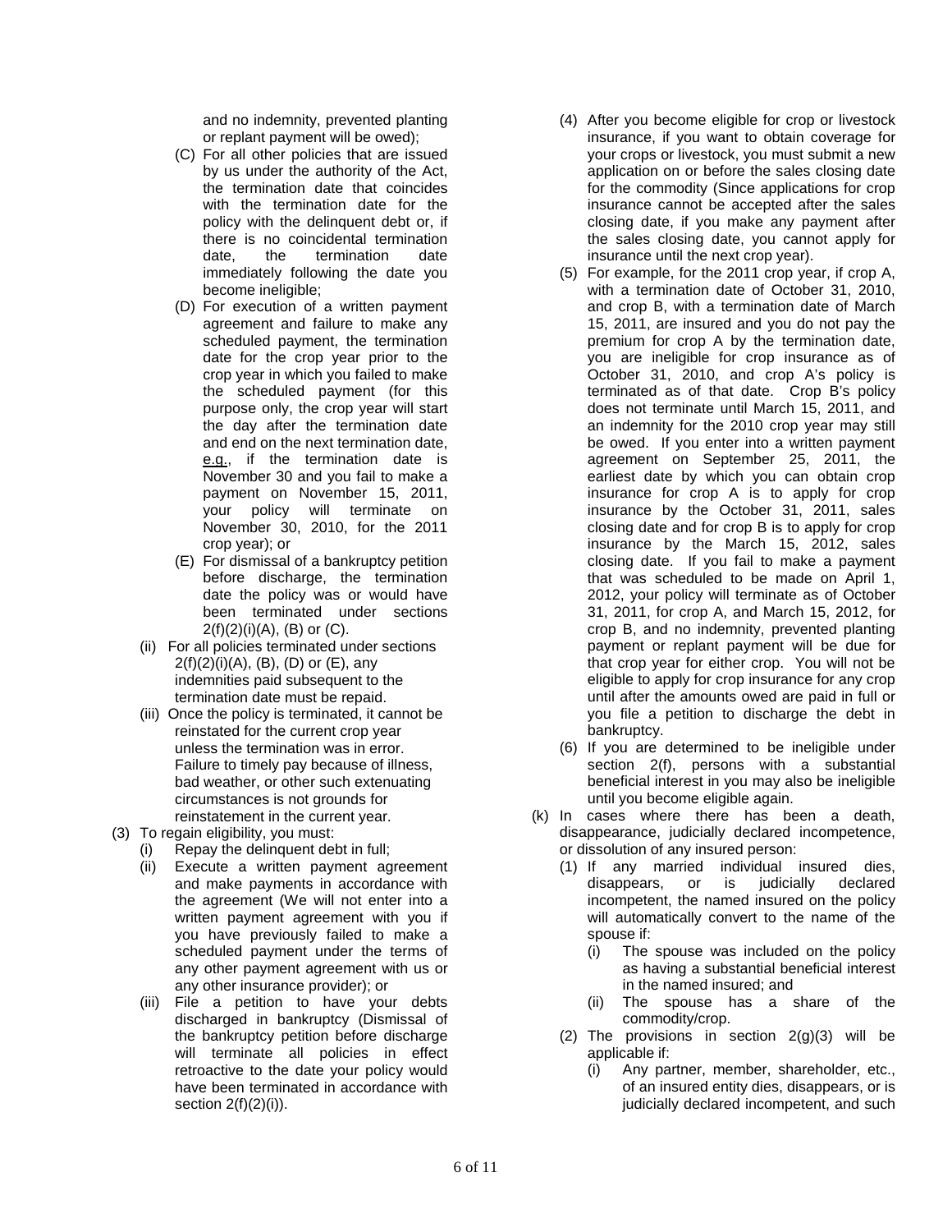and no indemnity, prevented planting or replant payment will be owed);

- (C) For all other policies that are issued by us under the authority of the Act, the termination date that coincides with the termination date for the policy with the delinquent debt or, if there is no coincidental termination date, the termination date immediately following the date you become ineligible;
- (D) For execution of a written payment agreement and failure to make any scheduled payment, the termination date for the crop year prior to the crop year in which you failed to make the scheduled payment (for this purpose only, the crop year will start the day after the termination date and end on the next termination date, e.g., if the termination date is November 30 and you fail to make a payment on November 15, 2011, your policy will terminate on November 30, 2010, for the 2011 crop year); or
- (E) For dismissal of a bankruptcy petition before discharge, the termination date the policy was or would have been terminated under sections 2(f)(2)(i)(A), (B) or (C).

- (ii) For all policies terminated under sections 2(f)(2)(i)(A), (B), (D) or (E), any indemnities paid subsequent to the termination date must be repaid.
- (iii) Once the policy is terminated, it cannot be reinstated for the current crop year unless the termination was in error. Failure to timely pay because of illness, bad weather, or other such extenuating circumstances is not grounds for reinstatement in the current year.

(3) To regain eligibility, you must:

- (i) Repay the delinquent debt in full;
- (ii) Execute a written payment agreement and make payments in accordance with the agreement (We will not enter into a written payment agreement with you if you have previously failed to make a scheduled payment under the terms of any other payment agreement with us or any other insurance provider); or
- (iii) File a petition to have your debts discharged in bankruptcy (Dismissal of the bankruptcy petition before discharge will terminate all policies in effect retroactive to the date your policy would have been terminated in accordance with section 2(f)(2)(i)).

(4) After you become eligible for crop or livestock insurance, if you want to obtain coverage for your crops or livestock, you must submit a new application on or before the sales closing date for the commodity (Since applications for crop insurance cannot be accepted after the sales closing date, if you make any payment after the sales closing date, you cannot apply for insurance until the next crop year).

(5) For example, for the 2011 crop year, if crop A, with a termination date of October 31, 2010, and crop B, with a termination date of March 15, 2011, are insured and you do not pay the premium for crop A by the termination date, you are ineligible for crop insurance as of October 31, 2010, and crop A's policy is terminated as of that date. Crop B's policy does not terminate until March 15, 2011, and an indemnity for the 2010 crop year may still be owed. If you enter into a written payment agreement on September 25, 2011, the earliest date by which you can obtain crop insurance for crop A is to apply for crop insurance by the October 31, 2011, sales closing date and for crop B is to apply for crop insurance by the March 15, 2012, sales closing date. If you fail to make a payment that was scheduled to be made on April 1, 2012, your policy will terminate as of October 31, 2011, for crop A, and March 15, 2012, for crop B, and no indemnity, prevented planting payment or replant payment will be due for that crop year for either crop. You will not be eligible to apply for crop insurance for any crop until after the amounts owed are paid in full or you file a petition to discharge the debt in bankruptcy.

(6) If you are determined to be ineligible under section 2(f), persons with a substantial beneficial interest in you may also be ineligible until you become eligible again.

(k) In cases where there has been a death, disappearance, judicially declared incompetence, or dissolution of any insured person:

(1) If any married individual insured dies, disappears, or is judicially declared incompetent, the named insured on the policy will automatically convert to the name of the spouse if:

- (i) The spouse was included on the policy as having a substantial beneficial interest in the named insured; and
- (ii) The spouse has a share of the commodity/crop.

(2) The provisions in section 2(g)(3) will be applicable if:

- (i) Any partner, member, shareholder, etc., of an insured entity dies, disappears, or is judicially declared incompetent, and such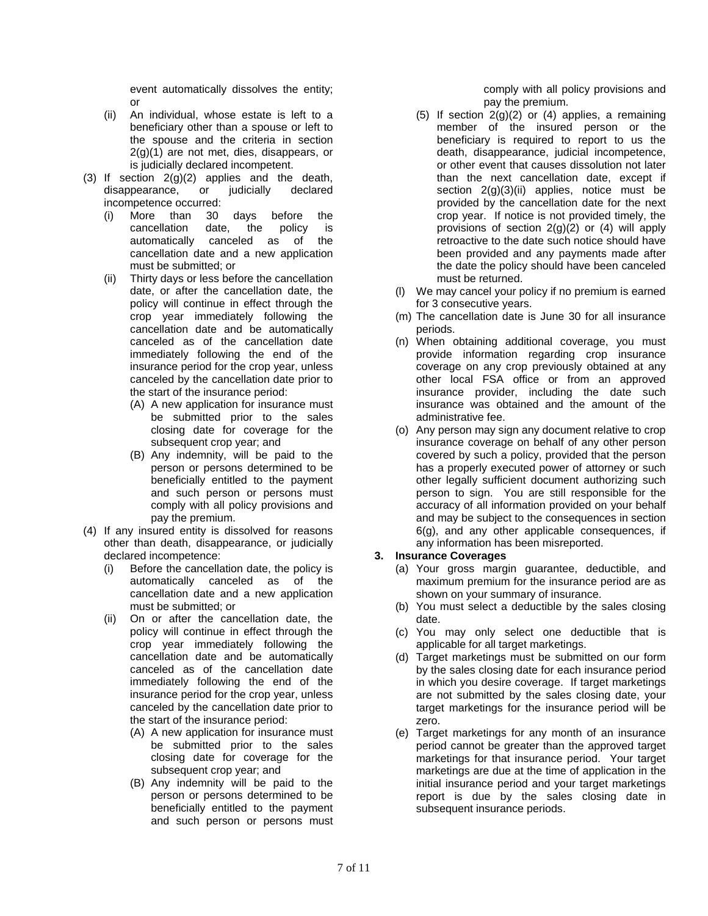event automatically dissolves the entity; or

(ii) An individual, whose estate is left to a beneficiary other than a spouse or left to the spouse and the criteria in section 2(g)(1) are not met, dies, disappears, or is judicially declared incompetent.

(3) If section 2(g)(2) applies and the death, disappearance, or judicially declared incompetence occurred:

(i) More than 30 days before the cancellation date, the policy is automatically canceled as of the cancellation date and a new application must be submitted; or

(ii) Thirty days or less before the cancellation date, or after the cancellation date, the policy will continue in effect through the crop year immediately following the cancellation date and be automatically canceled as of the cancellation date immediately following the end of the insurance period for the crop year, unless canceled by the cancellation date prior to the start of the insurance period:

(A) A new application for insurance must be submitted prior to the sales closing date for coverage for the subsequent crop year; and

(B) Any indemnity, will be paid to the person or persons determined to be beneficially entitled to the payment and such person or persons must comply with all policy provisions and pay the premium.

(4) If any insured entity is dissolved for reasons other than death, disappearance, or judicially declared incompetence:

(i) Before the cancellation date, the policy is automatically canceled as of the cancellation date and a new application must be submitted; or

(ii) On or after the cancellation date, the policy will continue in effect through the crop year immediately following the cancellation date and be automatically canceled as of the cancellation date immediately following the end of the insurance period for the crop year, unless canceled by the cancellation date prior to the start of the insurance period:

(A) A new application for insurance must be submitted prior to the sales closing date for coverage for the subsequent crop year; and

(B) Any indemnity will be paid to the person or persons determined to be beneficially entitled to the payment and such person or persons must comply with all policy provisions and pay the premium.

(5) If section 2(g)(2) or (4) applies, a remaining member of the insured person or the beneficiary is required to report to us the death, disappearance, judicial incompetence, or other event that causes dissolution not later than the next cancellation date, except if section 2(g)(3)(ii) applies, notice must be provided by the cancellation date for the next crop year. If notice is not provided timely, the provisions of section 2(g)(2) or (4) will apply retroactive to the date such notice should have been provided and any payments made after the date the policy should have been canceled must be returned.

(l) We may cancel your policy if no premium is earned for 3 consecutive years.

(m) The cancellation date is June 30 for all insurance periods.

(n) When obtaining additional coverage, you must provide information regarding crop insurance coverage on any crop previously obtained at any other local FSA office or from an approved insurance provider, including the date such insurance was obtained and the amount of the administrative fee.

(o) Any person may sign any document relative to crop insurance coverage on behalf of any other person covered by such a policy, provided that the person has a properly executed power of attorney or such other legally sufficient document authorizing such person to sign. You are still responsible for the accuracy of all information provided on your behalf and may be subject to the consequences in section 6(g), and any other applicable consequences, if any information has been misreported.

**3. Insurance Coverages**

(a) Your gross margin guarantee, deductible, and maximum premium for the insurance period are as shown on your summary of insurance.

(b) You must select a deductible by the sales closing date.

(c) You may only select one deductible that is applicable for all target marketings.

(d) Target marketings must be submitted on our form by the sales closing date for each insurance period in which you desire coverage. If target marketings are not submitted by the sales closing date, your target marketings for the insurance period will be zero.

(e) Target marketings for any month of an insurance period cannot be greater than the approved target marketings for that insurance period. Your target marketings are due at the time of application in the initial insurance period and your target marketings report is due by the sales closing date in subsequent insurance periods.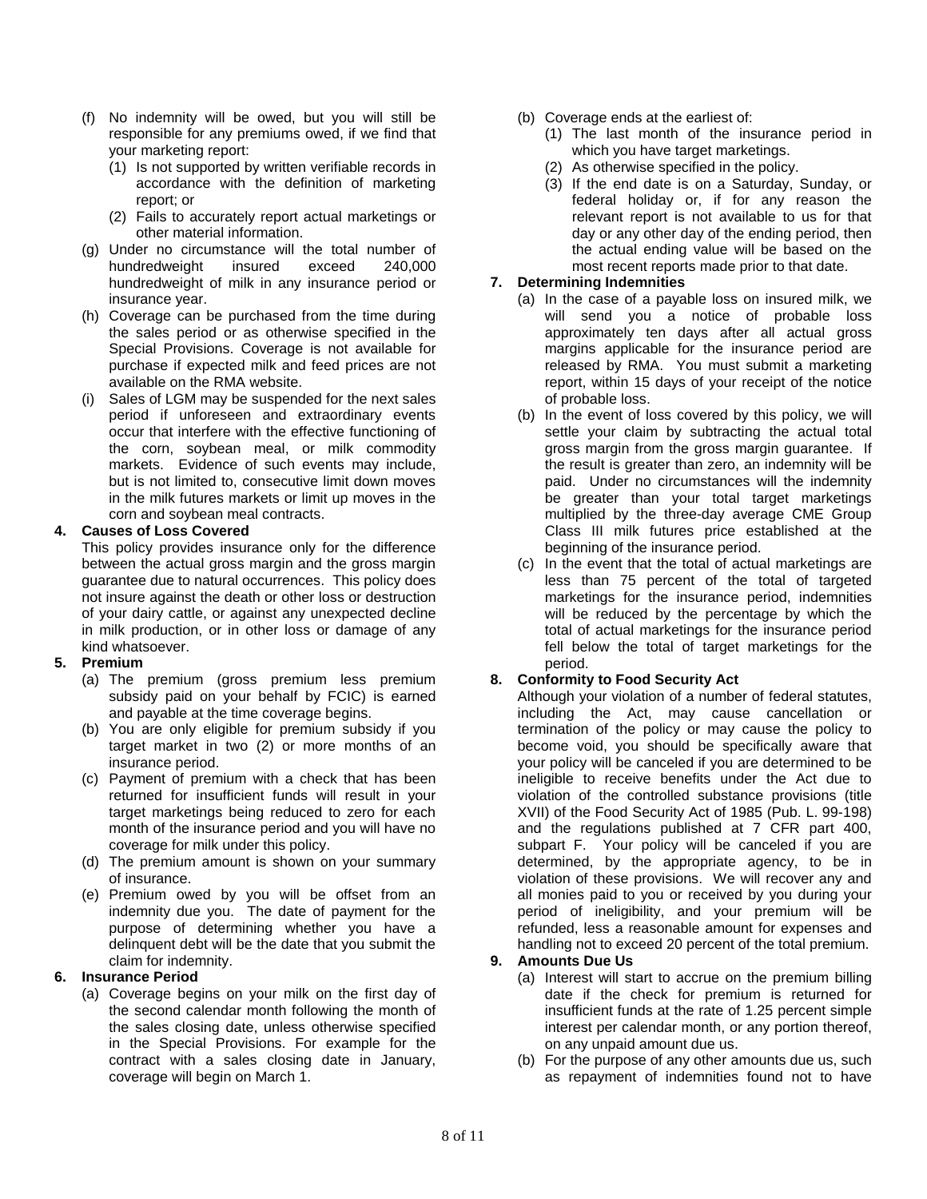(f) No indemnity will be owed, but you will still be responsible for any premiums owed, if we find that your marketing report:
   (1) Is not supported by written verifiable records in accordance with the definition of marketing report; or
   (2) Fails to accurately report actual marketings or other material information.

(g) Under no circumstance will the total number of hundredweight insured exceed 240,000 hundredweight of milk in any insurance period or insurance year.

(h) Coverage can be purchased from the time during the sales period or as otherwise specified in the Special Provisions. Coverage is not available for purchase if expected milk and feed prices are not available on the RMA website.

(i) Sales of LGM may be suspended for the next sales period if unforeseen and extraordinary events occur that interfere with the effective functioning of the corn, soybean meal, or milk commodity markets. Evidence of such events may include, but is not limited to, consecutive limit down moves in the milk futures markets or limit up moves in the corn and soybean meal contracts.

**4. Causes of Loss Covered**

This policy provides insurance only for the difference between the actual gross margin and the gross margin guarantee due to natural occurrences. This policy does not insure against the death or other loss or destruction of your dairy cattle, or against any unexpected decline in milk production, or in other loss or damage of any kind whatsoever.

**5. Premium**

(a) The premium (gross premium less premium subsidy paid on your behalf by FCIC) is earned and payable at the time coverage begins.

(b) You are only eligible for premium subsidy if you target market in two (2) or more months of an insurance period.

(c) Payment of premium with a check that has been returned for insufficient funds will result in your target marketings being reduced to zero for each month of the insurance period and you will have no coverage for milk under this policy.

(d) The premium amount is shown on your summary of insurance.

(e) Premium owed by you will be offset from an indemnity due you. The date of payment for the purpose of determining whether you have a delinquent debt will be the date that you submit the claim for indemnity.

**6. Insurance Period**

(a) Coverage begins on your milk on the first day of the second calendar month following the month of the sales closing date, unless otherwise specified in the Special Provisions. For example for the contract with a sales closing date in January, coverage will begin on March 1.

(b) Coverage ends at the earliest of:
   (1) The last month of the insurance period in which you have target marketings.
   (2) As otherwise specified in the policy.
   (3) If the end date is on a Saturday, Sunday, or federal holiday or, if for any reason the relevant report is not available to us for that day or any other day of the ending period, then the actual ending value will be based on the most recent reports made prior to that date.

**7. Determining Indemnities**

(a) In the case of a payable loss on insured milk, we will send you a notice of probable loss approximately ten days after all actual gross margins applicable for the insurance period are released by RMA. You must submit a marketing report, within 15 days of your receipt of the notice of probable loss.

(b) In the event of loss covered by this policy, we will settle your claim by subtracting the actual total gross margin from the gross margin guarantee. If the result is greater than zero, an indemnity will be paid. Under no circumstances will the indemnity be greater than your total target marketings multiplied by the three-day average CME Group Class III milk futures price established at the beginning of the insurance period.

(c) In the event that the total of actual marketings are less than 75 percent of the total of targeted marketings for the insurance period, indemnities will be reduced by the percentage by which the total of actual marketings for the insurance period fell below the total of target marketings for the period.

**8. Conformity to Food Security Act**

Although your violation of a number of federal statutes, including the Act, may cause cancellation or termination of the policy or may cause the policy to become void, you should be specifically aware that your policy will be canceled if you are determined to be ineligible to receive benefits under the Act due to violation of the controlled substance provisions (title XVII) of the Food Security Act of 1985 (Pub. L. 99-198) and the regulations published at 7 CFR part 400, subpart F. Your policy will be canceled if you are determined, by the appropriate agency, to be in violation of these provisions. We will recover any and all monies paid to you or received by you during your period of ineligibility, and your premium will be refunded, less a reasonable amount for expenses and handling not to exceed 20 percent of the total premium.

**9. Amounts Due Us**

(a) Interest will start to accrue on the premium billing date if the check for premium is returned for insufficient funds at the rate of 1.25 percent simple interest per calendar month, or any portion thereof, on any unpaid amount due us.

(b) For the purpose of any other amounts due us, such as repayment of indemnities found not to have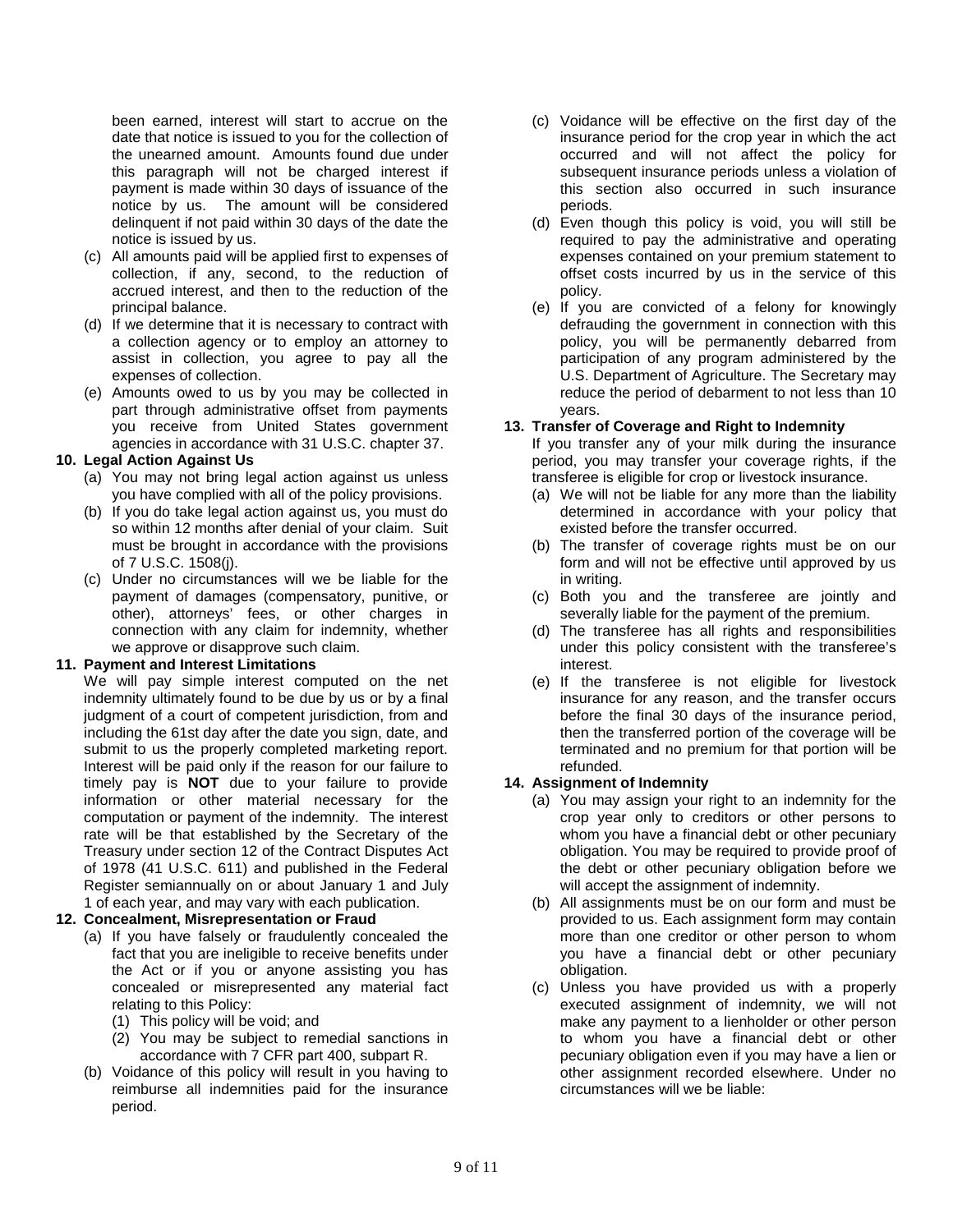been earned, interest will start to accrue on the date that notice is issued to you for the collection of the unearned amount. Amounts found due under this paragraph will not be charged interest if payment is made within 30 days of issuance of the notice by us. The amount will be considered delinquent if not paid within 30 days of the date the notice is issued by us.

(c) All amounts paid will be applied first to expenses of collection, if any, second, to the reduction of accrued interest, and then to the reduction of the principal balance.

(d) If we determine that it is necessary to contract with a collection agency or to employ an attorney to assist in collection, you agree to pay all the expenses of collection.

(e) Amounts owed to us by you may be collected in part through administrative offset from payments you receive from United States government agencies in accordance with 31 U.S.C. chapter 37.

**10. Legal Action Against Us**

(a) You may not bring legal action against us unless you have complied with all of the policy provisions.

(b) If you do take legal action against us, you must do so within 12 months after denial of your claim. Suit must be brought in accordance with the provisions of 7 U.S.C. 1508(j).

(c) Under no circumstances will we be liable for the payment of damages (compensatory, punitive, or other), attorneys' fees, or other charges in connection with any claim for indemnity, whether we approve or disapprove such claim.

**11. Payment and Interest Limitations**

We will pay simple interest computed on the net indemnity ultimately found to be due by us or by a final judgment of a court of competent jurisdiction, from and including the 61st day after the date you sign, date, and submit to us the properly completed marketing report. Interest will be paid only if the reason for our failure to timely pay is **NOT** due to your failure to provide information or other material necessary for the computation or payment of the indemnity. The interest rate will be that established by the Secretary of the Treasury under section 12 of the Contract Disputes Act of 1978 (41 U.S.C. 611) and published in the Federal Register semiannually on or about January 1 and July 1 of each year, and may vary with each publication.

**12. Concealment, Misrepresentation or Fraud**

(a) If you have falsely or fraudulently concealed the fact that you are ineligible to receive benefits under the Act or if you or anyone assisting you has concealed or misrepresented any material fact relating to this Policy:

(1) This policy will be void; and

(2) You may be subject to remedial sanctions in accordance with 7 CFR part 400, subpart R.

(b) Voidance of this policy will result in you having to reimburse all indemnities paid for the insurance period.

(c) Voidance will be effective on the first day of the insurance period for the crop year in which the act occurred and will not affect the policy for subsequent insurance periods unless a violation of this section also occurred in such insurance periods.

(d) Even though this policy is void, you will still be required to pay the administrative and operating expenses contained on your premium statement to offset costs incurred by us in the service of this policy.

(e) If you are convicted of a felony for knowingly defrauding the government in connection with this policy, you will be permanently debarred from participation of any program administered by the U.S. Department of Agriculture. The Secretary may reduce the period of debarment to not less than 10 years.

**13. Transfer of Coverage and Right to Indemnity**

If you transfer any of your milk during the insurance period, you may transfer your coverage rights, if the transferee is eligible for crop or livestock insurance.

(a) We will not be liable for any more than the liability determined in accordance with your policy that existed before the transfer occurred.

(b) The transfer of coverage rights must be on our form and will not be effective until approved by us in writing.

(c) Both you and the transferee are jointly and severally liable for the payment of the premium.

(d) The transferee has all rights and responsibilities under this policy consistent with the transferee's interest.

(e) If the transferee is not eligible for livestock insurance for any reason, and the transfer occurs before the final 30 days of the insurance period, then the transferred portion of the coverage will be terminated and no premium for that portion will be refunded.

**14. Assignment of Indemnity**

(a) You may assign your right to an indemnity for the crop year only to creditors or other persons to whom you have a financial debt or other pecuniary obligation. You may be required to provide proof of the debt or other pecuniary obligation before we will accept the assignment of indemnity.

(b) All assignments must be on our form and must be provided to us. Each assignment form may contain more than one creditor or other person to whom you have a financial debt or other pecuniary obligation.

(c) Unless you have provided us with a properly executed assignment of indemnity, we will not make any payment to a lienholder or other person to whom you have a financial debt or other pecuniary obligation even if you may have a lien or other assignment recorded elsewhere. Under no circumstances will we be liable: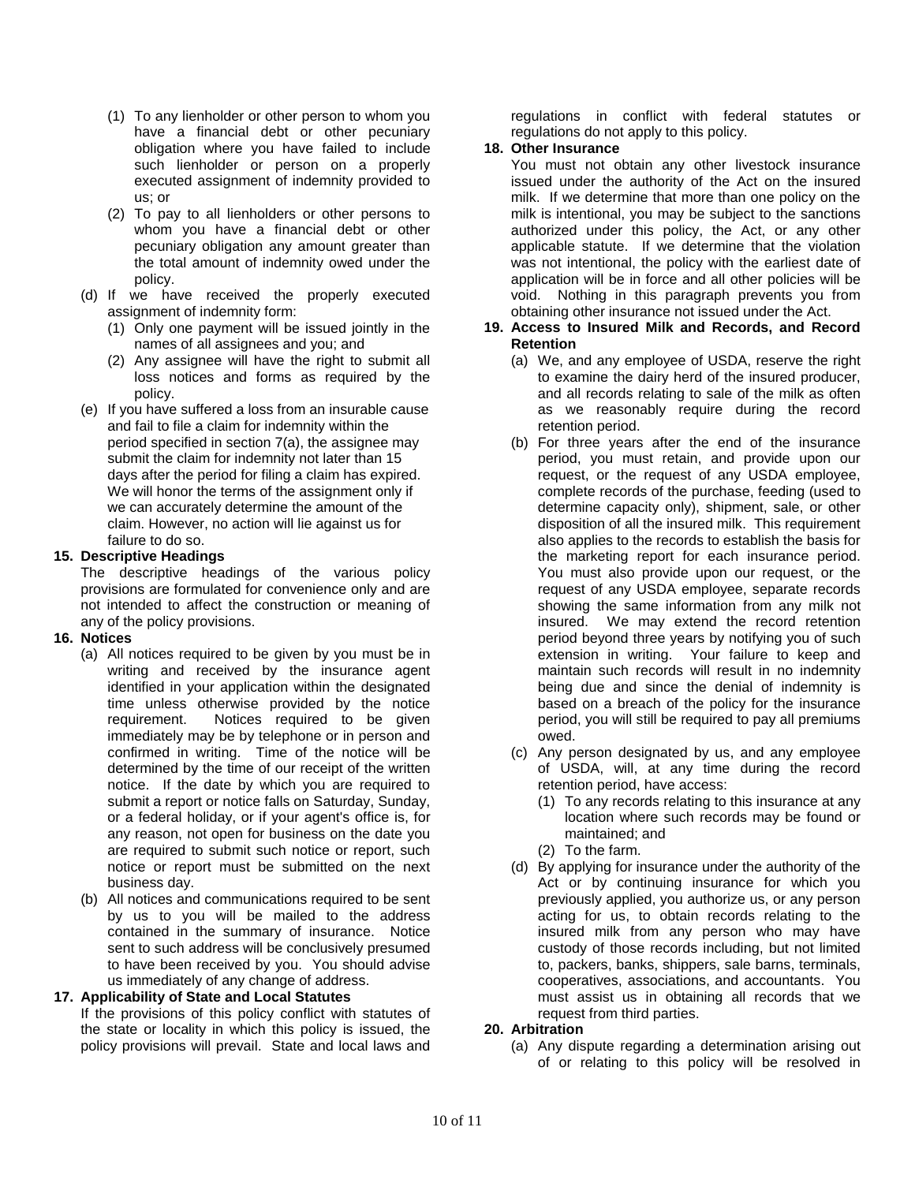(1) To any lienholder or other person to whom you have a financial debt or other pecuniary obligation where you have failed to include such lienholder or person on a properly executed assignment of indemnity provided to us; or

(2) To pay to all lienholders or other persons to whom you have a financial debt or other pecuniary obligation any amount greater than the total amount of indemnity owed under the policy.

(d) If we have received the properly executed assignment of indemnity form:

(1) Only one payment will be issued jointly in the names of all assignees and you; and

(2) Any assignee will have the right to submit all loss notices and forms as required by the policy.

(e) If you have suffered a loss from an insurable cause and fail to file a claim for indemnity within the period specified in section 7(a), the assignee may submit the claim for indemnity not later than 15 days after the period for filing a claim has expired. We will honor the terms of the assignment only if we can accurately determine the amount of the claim. However, no action will lie against us for failure to do so.

**15. Descriptive Headings**

The descriptive headings of the various policy provisions are formulated for convenience only and are not intended to affect the construction or meaning of any of the policy provisions.

**16. Notices**

(a) All notices required to be given by you must be in writing and received by the insurance agent identified in your application within the designated time unless otherwise provided by the notice requirement. Notices required to be given immediately may be by telephone or in person and confirmed in writing. Time of the notice will be determined by the time of our receipt of the written notice. If the date by which you are required to submit a report or notice falls on Saturday, Sunday, or a federal holiday, or if your agent's office is, for any reason, not open for business on the date you are required to submit such notice or report, such notice or report must be submitted on the next business day.

(b) All notices and communications required to be sent by us to you will be mailed to the address contained in the summary of insurance. Notice sent to such address will be conclusively presumed to have been received by you. You should advise us immediately of any change of address.

**17. Applicability of State and Local Statutes**

If the provisions of this policy conflict with statutes of the state or locality in which this policy is issued, the policy provisions will prevail. State and local laws and regulations in conflict with federal statutes or regulations do not apply to this policy.

**18. Other Insurance**

You must not obtain any other livestock insurance issued under the authority of the Act on the insured milk. If we determine that more than one policy on the milk is intentional, you may be subject to the sanctions authorized under this policy, the Act, or any other applicable statute. If we determine that the violation was not intentional, the policy with the earliest date of application will be in force and all other policies will be void. Nothing in this paragraph prevents you from obtaining other insurance not issued under the Act.

**19. Access to Insured Milk and Records, and Record Retention**

(a) We, and any employee of USDA, reserve the right to examine the dairy herd of the insured producer, and all records relating to sale of the milk as often as we reasonably require during the record retention period.

(b) For three years after the end of the insurance period, you must retain, and provide upon our request, or the request of any USDA employee, complete records of the purchase, feeding (used to determine capacity only), shipment, sale, or other disposition of all the insured milk. This requirement also applies to the records to establish the basis for the marketing report for each insurance period. You must also provide upon our request, or the request of any USDA employee, separate records showing the same information from any milk not insured. We may extend the record retention period beyond three years by notifying you of such extension in writing. Your failure to keep and maintain such records will result in no indemnity being due and since the denial of indemnity is based on a breach of the policy for the insurance period, you will still be required to pay all premiums owed.

(c) Any person designated by us, and any employee of USDA, will, at any time during the record retention period, have access:

(1) To any records relating to this insurance at any location where such records may be found or maintained; and

(2) To the farm.

(d) By applying for insurance under the authority of the Act or by continuing insurance for which you previously applied, you authorize us, or any person acting for us, to obtain records relating to the insured milk from any person who may have custody of those records including, but not limited to, packers, banks, shippers, sale barns, terminals, cooperatives, associations, and accountants. You must assist us in obtaining all records that we request from third parties.

**20. Arbitration**

(a) Any dispute regarding a determination arising out of or relating to this policy will be resolved in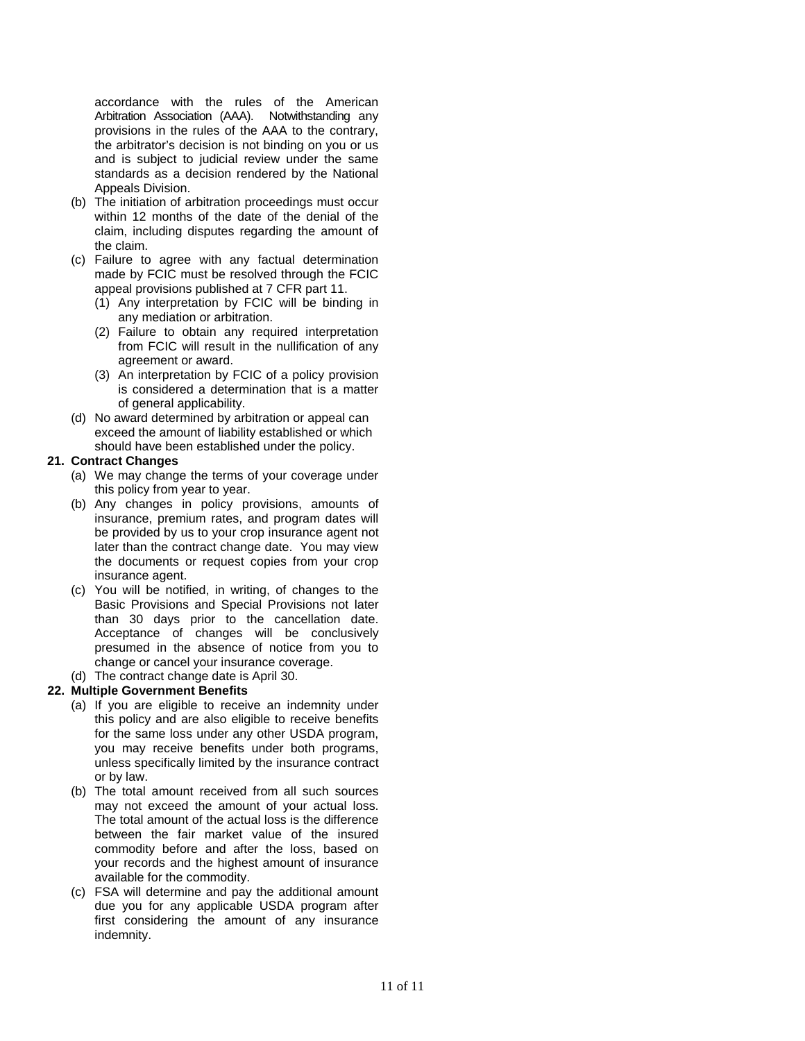accordance with the rules of the American Arbitration Association (AAA). Notwithstanding any provisions in the rules of the AAA to the contrary, the arbitrator's decision is not binding on you or us and is subject to judicial review under the same standards as a decision rendered by the National Appeals Division.

(b) The initiation of arbitration proceedings must occur within 12 months of the date of the denial of the claim, including disputes regarding the amount of the claim.

(c) Failure to agree with any factual determination made by FCIC must be resolved through the FCIC appeal provisions published at 7 CFR part 11.

   (1) Any interpretation by FCIC will be binding in any mediation or arbitration.

   (2) Failure to obtain any required interpretation from FCIC will result in the nullification of any agreement or award.

   (3) An interpretation by FCIC of a policy provision is considered a determination that is a matter of general applicability.

(d) No award determined by arbitration or appeal can exceed the amount of liability established or which should have been established under the policy.

**21. Contract Changes**

(a) We may change the terms of your coverage under this policy from year to year.

(b) Any changes in policy provisions, amounts of insurance, premium rates, and program dates will be provided by us to your crop insurance agent not later than the contract change date. You may view the documents or request copies from your crop insurance agent.

(c) You will be notified, in writing, of changes to the Basic Provisions and Special Provisions not later than 30 days prior to the cancellation date. Acceptance of changes will be conclusively presumed in the absence of notice from you to change or cancel your insurance coverage.

(d) The contract change date is April 30.

**22. Multiple Government Benefits**

(a) If you are eligible to receive an indemnity under this policy and are also eligible to receive benefits for the same loss under any other USDA program, you may receive benefits under both programs, unless specifically limited by the insurance contract or by law.

(b) The total amount received from all such sources may not exceed the amount of your actual loss. The total amount of the actual loss is the difference between the fair market value of the insured commodity before and after the loss, based on your records and the highest amount of insurance available for the commodity.

(c) FSA will determine and pay the additional amount due you for any applicable USDA program after first considering the amount of any insurance indemnity.